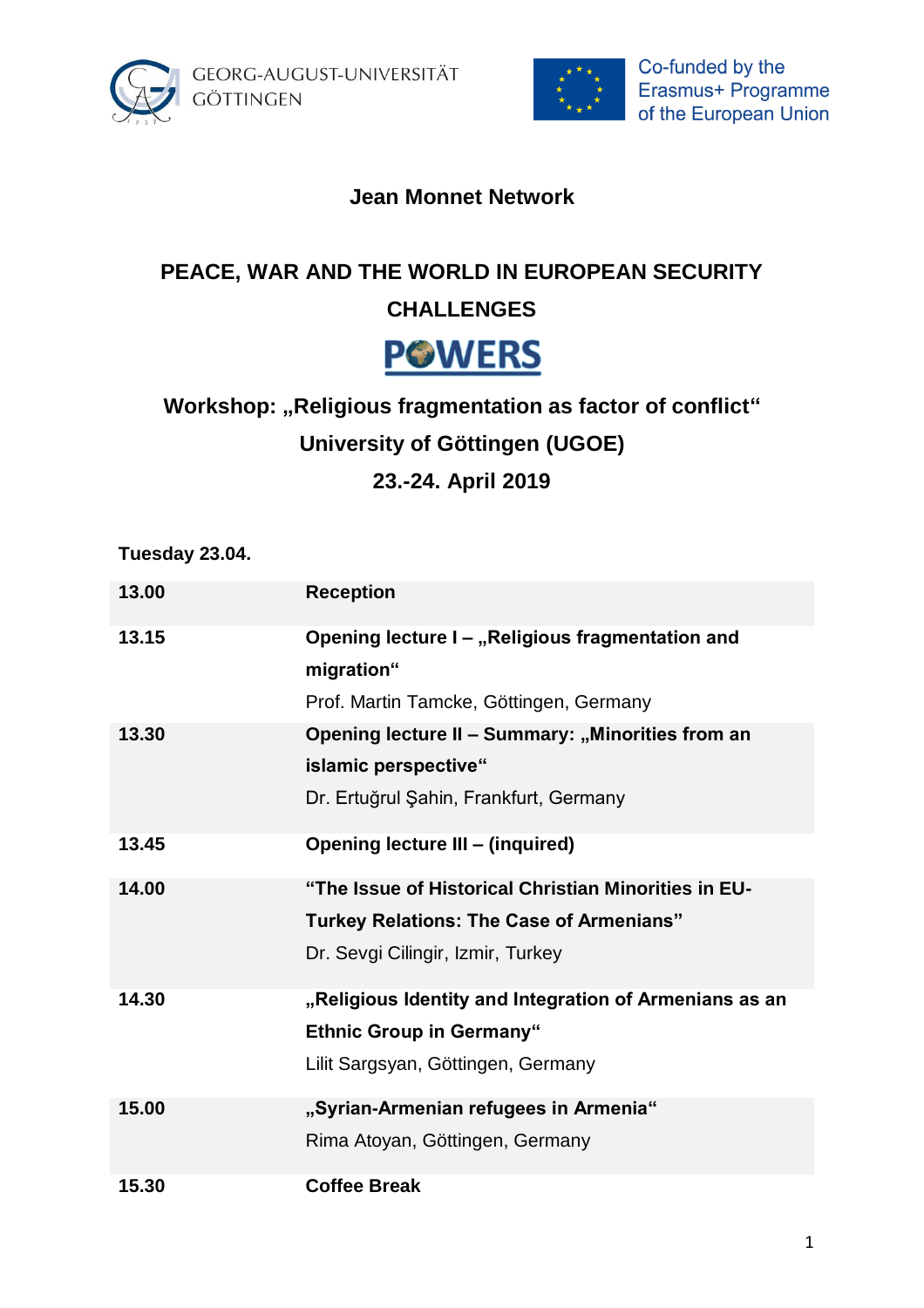GEORG-AUGUST-UNIVERSITÄT GÖTTINGEN

Co-funded by the Erasmus+ Programme of the European Union

## Jean Monnet Network

# PEACE, WAR AND THE WORLD IN EUROPEAN SECURITY CHALLENGES

POWERS

## Workshop: „Religious fragmentation as factor of conflict“

## University of Göttingen (UGOE)

## 23.-24. April 2019

**Tuesday 23.04.**

| | |
|---|---|
| **13.00** | **Reception** |
| **13.15** | **Opening lecture I – „Religious fragmentation and migration“**<br>Prof. Martin Tamcke, Göttingen, Germany |
| **13.30** | **Opening lecture II – Summary: „Minorities from an islamic perspective“**<br>Dr. Ertuğrul Şahin, Frankfurt, Germany |
| **13.45** | **Opening lecture III – (inquired)** |
| **14.00** | **“The Issue of Historical Christian Minorities in EU-Turkey Relations: The Case of Armenians”**<br>Dr. Sevgi Cilingir, Izmir, Turkey |
| **14.30** | **„Religious Identity and Integration of Armenians as an Ethnic Group in Germany“**<br>Lilit Sargsyan, Göttingen, Germany |
| **15.00** | **„Syrian-Armenian refugees in Armenia“**<br>Rima Atoyan, Göttingen, Germany |
| **15.30** | **Coffee Break** |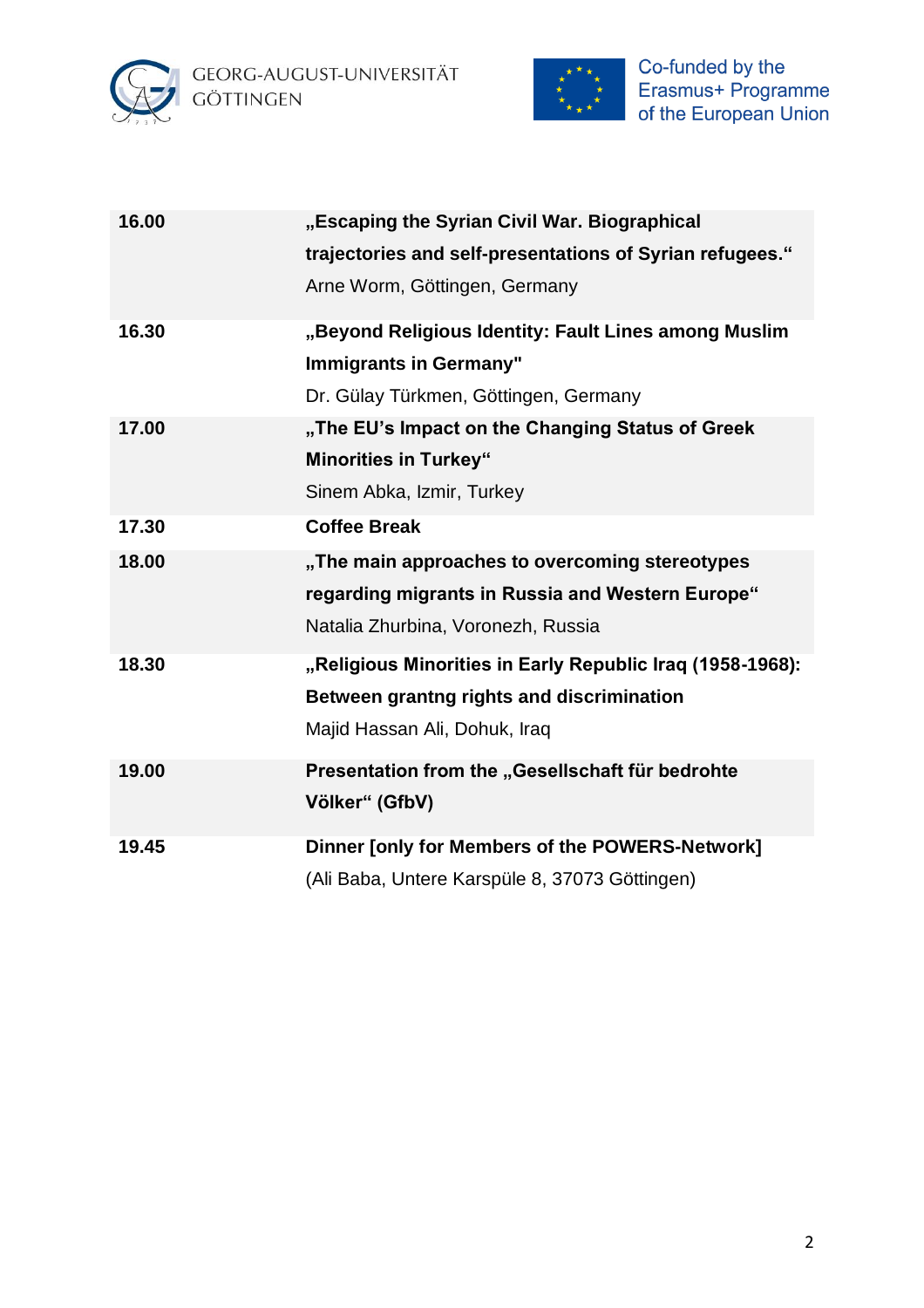| | |
|---|---|
| **16.00** | **„Escaping the Syrian Civil War. Biographical trajectories and self-presentations of Syrian refugees."**<br>Arne Worm, Göttingen, Germany |
| **16.30** | **„Beyond Religious Identity: Fault Lines among Muslim Immigrants in Germany"**<br>Dr. Gülay Türkmen, Göttingen, Germany |
| **17.00** | **„The EU's Impact on the Changing Status of Greek Minorities in Turkey"**<br>Sinem Abka, Izmir, Turkey |
| **17.30** | **Coffee Break** |
| **18.00** | **„The main approaches to overcoming stereotypes regarding migrants in Russia and Western Europe"**<br>Natalia Zhurbina, Voronezh, Russia |
| **18.30** | **„Religious Minorities in Early Republic Iraq (1958-1968): Between grantng rights and discrimination**<br>Majid Hassan Ali, Dohuk, Iraq |
| **19.00** | **Presentation from the „Gesellschaft für bedrohte Völker" (GfbV)** |
| **19.45** | **Dinner [only for Members of the POWERS-Network]**<br>(Ali Baba, Untere Karspüle 8, 37073 Göttingen) |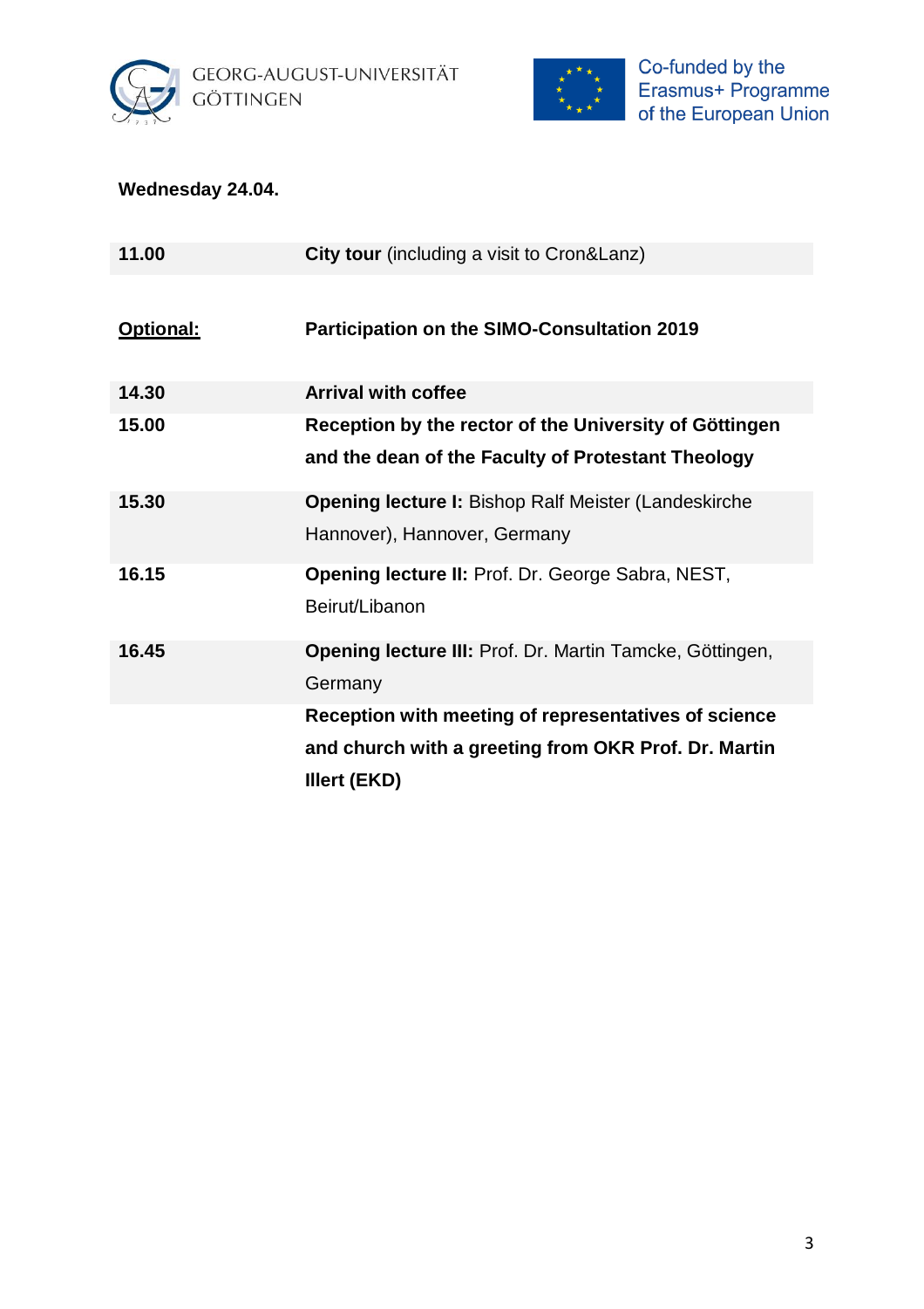GEORG-AUGUST-UNIVERSITÄT GÖTTINGEN

Co-funded by the Erasmus+ Programme of the European Union

**Wednesday 24.04.**

| | |
|---|---|
| **11.00** | **City tour** (including a visit to Cron&Lanz) |
| **<u>Optional:</u>** | **Participation on the SIMO-Consultation 2019** |
| **14.30** | **Arrival with coffee** |
| **15.00** | **Reception by the rector of the University of Göttingen and the dean of the Faculty of Protestant Theology** |
| **15.30** | **Opening lecture I:** Bishop Ralf Meister (Landeskirche Hannover), Hannover, Germany |
| **16.15** | **Opening lecture II:** Prof. Dr. George Sabra, NEST, Beirut/Libanon |
| **16.45** | **Opening lecture III:** Prof. Dr. Martin Tamcke, Göttingen, Germany |
| | **Reception with meeting of representatives of science and church with a greeting from OKR Prof. Dr. Martin Illert (EKD)** |